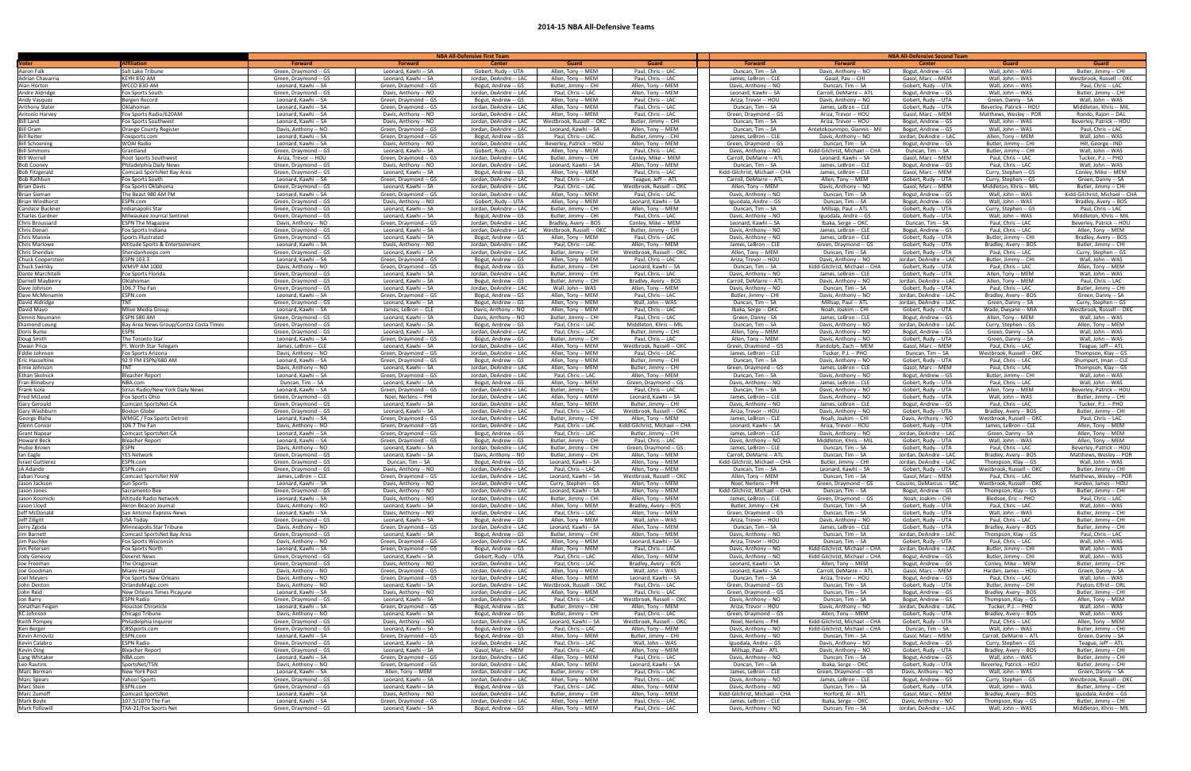# 2014-15 NBA All-Defensive Teams

| Voter | Affiliation | NBA All-Defensive First Team | | | | | NBA All-Defensive Second Team | | | | |
|---|---|---|---|---|---|---|---|---|---|---|---|
| | | Forward | Forward | Center | Guard | Guard | Forward | Forward | Center | Guard | Guard |
| Aaron Falk | Salt Lake Tribune | Green, Draymond -- GS | Leonard, Kawhi -- SA | Gobert, Rudy -- UTA | Allen, Tony -- MEM | Paul, Chris -- LAC | Duncan, Tim -- SA | Davis, Anthony -- NO | Bogut, Andrew -- GS | Wall, John -- WAS | Butler, Jimmy -- CHI |
| Adrian Chavarria | KEYH 850 AM | Green, Draymond -- GS | Leonard, Kawhi -- SA | Jordan, DeAndre -- LAC | Allen, Tony -- MEM | Paul, Chris -- LAC | James, LeBron -- CLE | Gasol, Pau -- CHI | Gasol, Marc -- MEM | Wall, John -- WAS | Westbrook, Russell -- OKC |
| Alan Horton | WCCO 830-AM | Leonard, Kawhi -- SA | Green, Draymond -- GS | Bogut, Andrew -- GS | Butler, Jimmy -- CHI | Allen, Tony -- MEM | Davis, Anthony -- NO | Duncan, Tim -- SA | Gobert, Rudy -- UTA | Wall, John -- WAS | Paul, Chris -- LAC |
| Andre Aldridge | Fox Sports South | Green, Draymond -- GS | Davis, Anthony -- NO | Jordan, DeAndre -- LAC | Paul, Chris -- LAC | Allen, Tony -- MEM | Leonard, Kawhi -- SA | Carroll, DeMarre -- ATL | Bogut, Andrew -- GS | Wall, John -- WAS | Butler, Jimmy -- CHI |
| Andy Vasquez | Bergen Record | Leonard, Kawhi -- SA | Green, Draymond -- GS | Bogut, Andrew -- GS | Allen, Tony -- MEM | Paul, Chris -- LAC | Ariza, Trevor -- HOU | Davis, Anthony -- NO | Gobert, Rudy -- UTA | Green, Danny -- SA | Wall, John -- WAS |
| Anthony Slater | Oklahoman | Leonard, Kawhi -- SA | Green, Draymond -- GS | Jordan, DeAndre -- LAC | Allen, Tony -- MEM | Paul, Chris -- LAC | Duncan, Tim -- SA | James, LeBron -- CLE | Gobert, Rudy -- UTA | Beverley, Patrick -- HOU | Middleton, Khris -- MIL |
| Antonio Harvey | Fox Sports Radio/620AM | Leonard, Kawhi -- SA | Davis, Anthony -- NO | Jordan, DeAndre -- LAC | Allen, Tony -- MEM | Paul, Chris -- LAC | Green, Draymond -- GS | Ariza, Trevor -- HOU | Gasol, Marc -- MEM | Matthews, Wesley -- POR | Rondo, Rajon -- DAL |
| Bill Land | Fox Sports Southwest | Leonard, Kawhi -- SA | Davis, Anthony -- NO | Jordan, DeAndre -- LAC | Westbrook, Russell -- OKC | Butler, Jimmy -- CHI | Duncan, Tim -- SA | Ariza, Trevor -- HOU | Bogut, Andrew -- GS | Wall, John -- WAS | Beverley, Patrick -- HOU |
| Bill Oram | Orange County Register | Davis, Anthony -- NO | Green, Draymond -- GS | Jordan, DeAndre -- LAC | Leonard, Kawhi -- SA | Allen, Tony -- MEM | Duncan, Tim -- SA | Antetokounmpo, Giannis - Mil | Bogut, Andrew -- GS | Wall, John -- WAS | Paul, Chris -- LAC |
| Bill Reiter | Foxsports.com | Leonard, Kawhi -- SA | Green, Draymond -- GS | Bogut, Andrew -- GS | Paul, Chris -- LAC | Butler, Jimmy -- CHI | James, LeBron -- CLE | Davis, Anthony -- NO | Jordan, DeAndre -- LAC | Allen, Tony -- MEM | Wall, John -- WAS |
| Bill Schoening | WOAI Radio | Leonard, Kawhi -- SA | Davis, Anthony -- NO | Jordan, DeAndre -- LAC | Beverley, Patrick -- HOU | Allen, Tony -- MEM | Green, Draymond -- GS | Duncan, Tim -- SA | Bogut, Andrew -- GS | Butler, Jimmy -- CHI | Hill, George -- IND |
| Bill Simmons | Grantland | Green, Draymond -- GS | Leonard, Kawhi -- SA | Gobert, Rudy -- UTA | Allen, Tony -- MEM | Paul, Chris -- LAC | Davis, Anthony -- NO | Kidd-Gilchrist, Michael -- CHA | Duncan, Tim -- SA | Butler, Jimmy -- CHI | Wall, John -- WAS |
| Bill Worrell | Root Sports Southwest | Ariza, Trevor -- HOU | Green, Draymond -- GS | Jordan, DeAndre -- LAC | Butler, Jimmy -- CHI | Conley, Mike -- MEM | Carroll, DeMarre -- ATL | Leonard, Kawhi -- SA | Gasol, Marc -- MEM | Paul, Chris -- LAC | Tucker, P.J. -- PHO |
| Bob Cooney | Philadelphia Daily News | Green, Draymond -- GS | Davis, Anthony -- NO | Jordan, DeAndre -- LAC | Leonard, Kawhi -- SA | Allen, Tony -- MEM | Duncan, Tim -- SA | James, LeBron -- CLE | Bogut, Andrew -- GS | Paul, Chris -- LAC | Wall, John -- WAS |
| Bob Fitzgerald | Comcast SportsNet Bay Area | Green, Draymond -- GS | Leonard, Kawhi -- SA | Bogut, Andrew -- GS | Allen, Tony -- MEM | Paul, Chris -- LAC | Kidd-Gilchrist, Michael -- CHA | James, LeBron -- CLE | Gasol, Marc -- MEM | Curry, Stephen -- GS | Conley, Mike -- MEM |
| Bob Rathbun | Fox Sports South | Leonard, Kawhi -- SA | Green, Draymond -- GS | Jordan, DeAndre -- LAC | Paul, Chris -- LAC | Teague, Jeff -- ATL | Carroll, DeMarre -- ATL | Allen, Tony -- MEM | Gobert, Rudy -- UTA | Curry, Stephen -- GS | Green, Danny -- SA |
| Brian Davis | Fox Sports Oklahoma | Green, Draymond -- GS | Leonard, Kawhi -- SA | Jordan, DeAndre -- LAC | Paul, Chris -- LAC | Westbrook, Russell -- OKC | Allen, Tony -- MEM | Davis, Anthony -- NO | Gasol, Marc -- MEM | Middleton, Khris -- MIL | Butler, Jimmy -- CHI |
| Brian Sieman | The Beast 980 AM FM | Leonard, Kawhi -- SA | Green, Draymond -- GS | Jordan, DeAndre -- LAC | Allen, Tony -- MEM | Paul, Chris -- LAC | Davis, Anthony -- NO | Duncan, Tim -- SA | Bogut, Andrew -- GS | Wall, John -- WAS | Kidd-Gilchrist, Michael -- CHA |
| Brian Windhorst | ESPN.com | Green, Draymond -- GS | Davis, Anthony -- NO | Gobert, Rudy -- UTA | Allen, Tony -- MEM | Leonard, Kawhi -- SA | Iguodala, Andre -- GS | Duncan, Tim -- SA | Bogut, Andrew -- GS | Wall, John -- WAS | Bradley, Avery -- BOS |
| Candace Buckner | Indianapolis Star | Green, Draymond -- GS | Leonard, Kawhi -- SA | Jordan, DeAndre -- LAC | Butler, Jimmy -- CHI | Allen, Tony -- MEM | Duncan, Tim -- SA | Millsap, Paul -- ATL | Gobert, Rudy -- UTA | Curry, Stephen -- GS | Paul, Chris -- LAC |
| Charles Gardner | Milwaukee Journal Sentinel | Green, Draymond -- GS | Leonard, Kawhi -- SA | Bogut, Andrew -- GS | Butler, Jimmy -- CHI | Paul, Chris -- LAC | Davis, Anthony -- NO | Iguodala, Andre -- GS | Gobert, Rudy -- UTA | Wall, John -- WAS | Middleton, Khris -- MIL |
| Chris Broussard | ESPN The Magazine | Davis, Anthony -- NO | Green, Draymond -- GS | Jordan, DeAndre -- LAC | Bradley, Avery -- BOS | Conley, Mike -- MEM | Leonard, Kawhi -- SA | Ibaka, Serge -- OKC | Duncan, Tim -- SA | Paul, Chris -- LAC | Beverley, Patrick -- HOU |
| Chris Denari | Fox Sports Indiana | Green, Draymond -- GS | Leonard, Kawhi -- SA | Jordan, DeAndre -- LAC | Westbrook, Russell -- OKC | Butler, Jimmy -- CHI | Davis, Anthony -- NO | James, LeBron -- CLE | Bogut, Andrew -- GS | Paul, Chris -- LAC | Allen, Tony -- MEM |
| Chris Mannix | Sports Illustrated | Green, Draymond -- GS | Leonard, Kawhi -- SA | Bogut, Andrew -- GS | Allen, Tony -- MEM | Paul, Chris -- LAC | Davis, Anthony -- NO | James, LeBron -- CLE | Gobert, Rudy -- UTA | Butler, Jimmy -- CHI | Bradley, Avery -- BOS |
| Chris Marlowe | Altitude Sports & Entertainment | Leonard, Kawhi -- SA | Davis, Anthony -- NO | Jordan, DeAndre -- LAC | Paul, Chris -- LAC | Allen, Tony -- MEM | James, LeBron -- CLE | Green, Draymond -- GS | Gobert, Rudy -- UTA | Bradley, Avery -- BOS | Butler, Jimmy -- CHI |
| Chris Sheridan | Sheridanhoops.com | Green, Draymond -- GS | Leonard, Kawhi -- SA | Jordan, DeAndre -- LAC | Butler, Jimmy -- CHI | Westbrook, Russell -- OKC | Allen, Tony -- MEM | Duncan, Tim -- SA | Gobert, Rudy -- UTA | Paul, Chris -- LAC | Curry, Stephen -- GS |
| Chuck Cooperstein | ESPN 103.3 | Leonard, Kawhi -- SA | Green, Draymond -- GS | Bogut, Andrew -- GS | Allen, Tony -- MEM | Paul, Chris -- LAC | Ariza, Trevor -- HOU | Davis, Anthony -- NO | Jordan, DeAndre -- LAC | Butler, Jimmy -- CHI | Wall, John -- WAS |
| Chuck Swirsky | WMVP AM 1000 | Davis, Anthony -- NO | Green, Draymond -- GS | Bogut, Andrew -- GS | Butler, Jimmy -- CHI | Leonard, Kawhi -- SA | Duncan, Tim -- SA | Kidd-Gilchrist, Michael -- CHA | Gobert, Rudy -- UTA | Paul, Chris -- LAC | Allen, Tony -- MEM |
| Dante Marchitelli | Fox Sports Florida | Green, Draymond -- GS | Leonard, Kawhi -- SA | Jordan, DeAndre -- LAC | Butler, Jimmy -- CHI | Paul, Chris -- LAC | Davis, Anthony -- NO | James, LeBron -- CLE | Gobert, Rudy -- UTA | Allen, Tony -- MEM | Wall, John -- WAS |
| Darnell Mayberry | Oklahoman | Green, Draymond -- GS | Leonard, Kawhi -- SA | Bogut, Andrew -- GS | Butler, Jimmy -- CHI | Bradley, Avery -- BOS | Carroll, DeMarre -- ATL | Davis, Anthony -- NO | Jordan, DeAndre -- LAC | Allen, Tony -- MEM | Paul, Chris -- LAC |
| Dave Johnson | 106.7 The Fan | Green, Draymond -- GS | Leonard, Kawhi -- SA | Jordan, DeAndre -- LAC | Wall, John -- WAS | Allen, Tony -- MEM | Davis, Anthony -- NO | Duncan, Tim -- SA | Gobert, Rudy -- UTA | Paul, Chris -- LAC | Butler, Jimmy -- CHI |
| Dave McMenamin | ESPN.com | Leonard, Kawhi -- SA | Green, Draymond -- GS | Bogut, Andrew -- GS | Allen, Tony -- MEM | Paul, Chris -- LAC | Butler, Jimmy -- CHI | Davis, Anthony -- NO | Jordan, DeAndre -- LAC | Bradley, Avery -- BOS | Green, Danny -- SA |
| David Aldridge | TNT | Green, Draymond -- GS | Leonard, Kawhi -- SA | Bogut, Andrew -- GS | Allen, Tony -- MEM | Wall, John -- WAS | Duncan, Tim -- SA | Millsap, Paul -- ATL | Jordan, DeAndre -- LAC | Green, Danny -- SA | Curry, Stephen -- GS |
| David Mayo | Mlive Media Group | Leonard, Kawhi -- SA | James, LeBron -- CLE | Davis, Anthony -- NO | Allen, Tony -- MEM | Paul, Chris -- LAC | Ibaka, Serge -- OKC | Noah, Joakim -- CHI | Gobert, Rudy -- UTA | Wade, Dwyane -- MIA | Westbrook, Russell -- OKC |
| Dennis Neumann | ESPN 580 AM | Green, Draymond -- GS | Leonard, Kawhi -- SA | Davis, Anthony -- NO | Butler, Jimmy -- CHI | Paul, Chris -- LAC | Green, Danny -- SA | James, LeBron -- CLE | Bogut, Andrew -- GS | Allen, Tony -- MEM | Wall, John -- WAS |
| Diamond Leung | Bay Area News Group/Contra Costa Times | Green, Draymond -- GS | Leonard, Kawhi -- SA | Bogut, Andrew -- GS | Paul, Chris -- LAC | Middleton, Khris -- MIL | Duncan, Tim -- SA | Davis, Anthony -- NO | Jordan, DeAndre -- LAC | Curry, Stephen -- GS | Allen, Tony -- MEM |
| Doris Burke | ESPN | Green, Draymond -- GS | Leonard, Kawhi -- SA | Jordan, DeAndre -- LAC | Butler, Jimmy -- CHI | Butler, Jimmy -- CHI | Allen, Tony -- MEM | Davis, Anthony -- NO | Bogut, Andrew -- GS | Green, Danny -- SA | Wall, John -- WAS |
| Doug Smith | The Toronto Star | Leonard, Kawhi -- SA | Green, Draymond -- GS | Bogut, Andrew -- GS | Butler, Jimmy -- CHI | Paul, Chris -- LAC | Allen, Tony -- MEM | Davis, Anthony -- NO | Gobert, Rudy -- UTA | Green, Danny -- SA | Wall, John -- WAS |
| Dwain Price | Ft. Worth Star Telegam | James, LeBron -- CLE | Leonard, Kawhi -- SA | Jordan, DeAndre -- LAC | Allen, Tony -- MEM | Westbrook, Russell -- OKC | Green, Draymond -- GS | Randolph, Zach -- MEM | Gasol, Marc -- MEM | Paul, Chris -- LAC | Teague, Jeff -- ATL |
| Eddie Johnson | Fox Sports Arizona | Davis, Anthony -- NO | Green, Draymond -- GS | Jordan, DeAndre -- LAC | Allen, Tony -- MEM | Paul, Chris -- LAC | James, LeBron -- CLE | Tucker, P.J. -- PHO | Duncan, Tim -- SA | Westbrook, Russell -- OKC | Thompson, Klay -- GS |
| Eric Hasseltine | 92.9 FM ESPN/680 AM | Leonard, Kawhi -- SA | Green, Draymond -- GS | Bogut, Andrew -- GS | Allen, Tony -- MEM | Butler, Jimmy -- CHI | Duncan, Tim -- SA | Davis, Anthony -- NO | Gobert, Rudy -- UTA | Paul, Chris -- LAC | Shumpert, Iman -- CLE |
| Ernie Johnson | TNT | Davis, Anthony -- NO | Leonard, Kawhi -- SA | Jordan, DeAndre -- LAC | Allen, Tony -- MEM | Butler, Jimmy -- CHI | Green, Draymond -- GS | James, LeBron -- CLE | Gasol, Marc -- MEM | Paul, Chris -- LAC | Thompson, Klay -- GS |
| Ethan Skolnick | Bleacher Report | Leonard, Kawhi -- SA | Green, Draymond -- GS | Jordan, DeAndre -- LAC | Paul, Chris -- LAC | Allen, Tony -- MEM | Duncan, Tim -- SA | Davis, Anthony -- NO | Bogut, Andrew -- GS | Butler, Jimmy -- CHI | Wall, John -- WAS |
| Fran Blinebury | NBA.com | Duncan, Tim -- SA | Leonard, Kawhi -- SA | Bogut, Andrew -- GS | Allen, Tony -- MEM | Green, Draymond -- GS | Davis, Anthony -- NO | James, LeBron -- CLE | Gobert, Rudy -- UTA | Paul, Chris -- LAC | Wall, John -- WAS |
| Frank Isola | Sirius Radio/New York Daily News | Leonard, Kawhi -- SA | Green, Draymond -- GS | Jordan, DeAndre -- LAC | Butler, Jimmy -- CHI | Paul, Chris -- LAC | Duncan, Tim -- SA | Davis, Anthony -- NO | Gobert, Rudy -- UTA | Allen, Tony -- MEM | Beverley, Patrick -- HOU |
| Fred McLeod | Fox Sports Ohio | Green, Draymond -- GS | Noel, Nerlens -- PHI | Jordan, DeAndre -- LAC | Allen, Tony -- MEM | Leonard, Kawhi -- SA | James, LeBron -- CLE | Davis, Anthony -- NO | Gobert, Rudy -- UTA | Wall, John -- WAS | Butler, Jimmy -- CHI |
| Gary Gerould | Comcast SportsNet-CA | Green, Draymond -- GS | Leonard, Kawhi -- SA | Jordan, DeAndre -- LAC | Allen, Tony -- MEM | Butler, Jimmy -- CHI | Davis, Anthony -- NO | James, LeBron -- CLE | Bogut, Andrew -- GS | Paul, Chris -- LAC | Tucker, P.J. -- PHO |
| Gary Washburn | Boston Globe | Green, Draymond -- GS | Leonard, Kawhi -- SA | Jordan, DeAndre -- LAC | Paul, Chris -- LAC | Westbrook, Russell -- OKC | Ariza, Trevor -- HOU | Davis, Anthony -- NO | Gobert, Rudy -- UTA | Bradley, Avery -- BOS | Butler, Jimmy -- CHI |
| George Blaha | WMGC / Fox Sports Detroit | Leonard, Kawhi -- SA | Green, Draymond -- GS | Jordan, DeAndre -- LAC | Butler, Jimmy -- CHI | Allen, Tony -- MEM | James, LeBron -- CLE | Noah, Joakim -- CHI | Davis, Anthony -- NO | Westbrook, Russell -- OKC | Paul, Chris -- LAC |
| Glenn Consor | 106.7 The Fan | Davis, Anthony -- NO | Green, Draymond -- GS | Jordan, DeAndre -- LAC | Paul, Chris -- LAC | Kidd-Gilchrist, Michael -- CHA | Leonard, Kawhi -- SA | Ariza, Trevor -- HOU | Gobert, Rudy -- UTA | James, LeBron -- CLE | Allen, Tony -- MEM |
| Grant Napear | Comcast SportsNet-CA | Leonard, Kawhi -- SA | Green, Draymond -- GS | Bogut, Andrew -- GS | Paul, Chris -- LAC | Butler, Jimmy -- CHI | James, LeBron -- CLE | Davis, Anthony -- NO | Jordan, DeAndre -- LAC | Green, Danny -- SA | Allen, Tony -- MEM |
| Howard Beck | Bleacher Report | Leonard, Kawhi -- SA | Green, Draymond -- GS | Bogut, Andrew -- GS | Butler, Jimmy -- CHI | Paul, Chris -- LAC | Davis, Anthony -- NO | Middleton, Khris -- MIL | Gobert, Rudy -- UTA | Wall, John -- WAS | Allen, Tony -- MEM |
| Hubie Brown | ESPN | Davis, Anthony -- NO | Leonard, Kawhi -- SA | Jordan, DeAndre -- LAC | Butler, Jimmy -- CHI | Green, Draymond -- GS | James, LeBron -- CLE | Duncan, Tim -- SA | Gobert, Rudy -- UTA | Paul, Chris -- LAC | Beverley, Patrick -- HOU |
| Ian Eagle | YES Network | Green, Draymond -- GS | Leonard, Kawhi -- SA | Davis, Anthony -- NO | Butler, Jimmy -- CHI | Allen, Tony -- MEM | Carroll, DeMarre -- ATL | Duncan, Tim -- SA | Jordan, DeAndre -- LAC | Bradley, Avery -- BOS | Matthews, Wesley -- POR |
| Israel Gutierrez | ESPN.com | Green, Draymond -- GS | Duncan, Tim -- SA | Bogut, Andrew -- GS | Leonard, Kawhi -- SA | Allen, Tony -- MEM | Kidd-Gilchrist, Michael -- CHA | Butler, Jimmy -- CHI | Jordan, DeAndre -- LAC | Thompson, Klay -- GS | Wall, John -- WAS |
| JA Adande | ESPN.com | Green, Draymond -- GS | Davis, Anthony -- NO | Jordan, DeAndre -- LAC | Paul, Chris -- LAC | Allen, Tony -- MEM | Duncan, Tim -- SA | Leonard, Kawhi -- SA | Gobert, Rudy -- UTA | Westbrook, Russell -- OKC | Butler, Jimmy -- CHI |
| Jabari Young | Comcast SportsNet NW | James, LeBron -- CLE | Green, Draymond -- GS | Jordan, DeAndre -- LAC | Leonard, Kawhi -- SA | Westbrook, Russell -- OKC | Allen, Tony -- MEM | Duncan, Tim -- SA | Gasol, Marc -- MEM | Paul, Chris -- LAC | Matthews, Wesley -- POR |
| Jason Jackson | Sun Sports | Leonard, Kawhi -- SA | Davis, Anthony -- NO | Jordan, DeAndre -- LAC | Curry, Stephen -- GS | Allen, Tony -- MEM | Noel, Nerlens -- PHI | Green, Draymond -- GS | Cousins, DeMarcus -- SAC | Westbrook, Russell -- OKC | Harden, James -- HOU |
| Jason Jones | Sacramento Bee | Green, Draymond -- GS | Davis, Anthony -- NO | Jordan, DeAndre -- LAC | Leonard, Kawhi -- SA | Allen, Tony -- MEM | Kidd-Gilchrist, Michael -- CHA | Duncan, Tim -- SA | Bogut, Andrew -- GS | Thompson, Klay -- GS | Butler, Jimmy -- CHI |
| Jason Kosmicki | Altitude Radio Network | Leonard, Kawhi -- SA | Davis, Anthony -- NO | Jordan, DeAndre -- LAC | Butler, Jimmy -- CHI | Allen, Tony -- MEM | James, LeBron -- CLE | Green, Draymond -- GS | Noah, Joakim -- CHI | Bledsoe, Eric -- PHO | Paul, Chris -- LAC |
| Jason Lloyd | Akron Beacon Journal | Davis, Anthony -- NO | Leonard, Kawhi -- SA | Jordan, DeAndre -- LAC | Allen, Tony -- MEM | Bradley, Avery -- BOS | Butler, Jimmy -- CHI | Duncan, Tim -- SA | Gobert, Rudy -- UTA | Paul, Chris -- LAC | Wall, John -- WAS |
| Jeff McDonald | San Antonio Express-News | Leonard, Kawhi -- SA | Davis, Anthony -- NO | Jordan, DeAndre -- LAC | Paul, Chris -- LAC | Allen, Tony -- MEM | Green, Draymond -- GS | Duncan, Tim -- SA | Gobert, Rudy -- UTA | Wall, John -- WAS | Butler, Jimmy -- CHI |
| Jeff Zillgitt | USA Today | Green, Draymond -- GS | Leonard, Kawhi -- SA | Bogut, Andrew -- GS | Allen, Tony -- MEM | Wall, John -- WAS | Ariza, Trevor -- HOU | Davis, Anthony -- NO | Gobert, Rudy -- UTA | Paul, Chris -- LAC | Butler, Jimmy -- CHI |
| Jerry Zgoda | Minneapolis Star Tribune | Davis, Anthony -- NO | Green, Draymond -- GS | Jordan, DeAndre -- LAC | Leonard, Kawhi -- SA | Allen, Tony -- MEM | Duncan, Tim -- SA | James, LeBron -- CLE | Gobert, Rudy -- UTA | Bradley, Avery -- BOS | Butler, Jimmy -- CHI |
| Jim Barnett | Comcast SportsNet Bay Area | Green, Draymond -- GS | Leonard, Kawhi -- SA | Bogut, Andrew -- GS | Butler, Jimmy -- CHI | Allen, Tony -- MEM | Davis, Anthony -- NO | Duncan, Tim -- SA | Jordan, DeAndre -- LAC | Thompson, Klay -- GS | Paul, Chris -- LAC |
| Jim Paschke | Fox Sports Wisconsin | Davis, Anthony -- NO | Green, Draymond -- GS | Jordan, DeAndre -- LAC | Allen, Tony -- MEM | Leonard, Kawhi -- SA | Ariza, Trevor -- HOU | Duncan, Tim -- SA | Gobert, Rudy -- UTA | Paul, Chris -- LAC | Wall, John -- WAS |
| Jim Petersen | Fox Sports North | Leonard, Kawhi -- SA | Green, Draymond -- GS | Bogut, Andrew -- GS | Allen, Tony -- MEM | Paul, Chris -- LAC | Davis, Anthony -- NO | Kidd-Gilchrist, Michael -- CHA | Jordan, DeAndre -- LAC | Butler, Jimmy -- CHI | Wall, John -- WAS |
| Jody Genessy | Deseret News | Green, Draymond -- GS | Leonard, Kawhi -- SA | Gobert, Rudy -- UTA | Paul, Chris -- LAC | Allen, Tony -- MEM | Davis, Anthony -- NO | Kidd-Gilchrist, Michael -- CHA | Bogut, Andrew -- GS | Butler, Jimmy -- CHI | Wall, John -- WAS |
| Joe Freeman | The Oregonian | Green, Draymond -- GS | Davis, Anthony -- NO | Jordan, DeAndre -- LAC | Paul, Chris -- LAC | Bradley, Avery -- BOS | Leonard, Kawhi -- SA | Allen, Tony -- MEM | Bogut, Andrew -- GS | Conley, Mike -- MEM | Butler, Jimmy -- CHI |
| Joe Goodman | Miami Herald | Davis, Anthony -- NO | Green, Draymond -- GS | Jordan, DeAndre -- LAC | Allen, Tony -- MEM | Wall, John -- WAS | Leonard, Kawhi -- SA | Carroll, DeMarre -- ATL | Gasol, Marc -- MEM | Harden, James -- HOU | Green, Danny -- SA |
| Joel Meyers | Fox Sports New Orleans | Davis, Anthony -- NO | Green, Draymond -- GS | Jordan, DeAndre -- LAC | Allen, Tony -- MEM | Leonard, Kawhi -- SA | Duncan, Tim -- SA | Ariza, Trevor -- HOU | Bogut, Andrew -- GS | Paul, Chris -- LAC | Wall, John -- WAS |
| John Denton | OrlandoMagic.com | Leonard, Kawhi -- SA | Davis, Anthony -- NO | Jordan, DeAndre -- LAC | Westbrook, Russell -- OKC | Paul, Chris -- LAC | Green, Draymond -- GS | Duncan, Tim -- SA | Gobert, Rudy -- UTA | Butler, Jimmy -- CHI | Payton, Elfrid -- ORL |
| John Reid | New Orleans Times Picayune | Leonard, Kawhi -- SA | Davis, Anthony -- NO | Jordan, DeAndre -- LAC | Allen, Tony -- MEM | Paul, Chris -- LAC | Green, Draymond -- GS | Duncan, Tim -- SA | Bogut, Andrew -- GS | Bradley, Avery -- BOS | Butler, Jimmy -- CHI |
| Jon Barry | ESPN Radio | Green, Draymond -- GS | Leonard, Kawhi -- SA | Jordan, DeAndre -- LAC | Paul, Chris -- LAC | Westbrook, Russell -- OKC | Davis, Anthony -- NO | Duncan, Tim -- SA | Bogut, Andrew -- GS | Thompson, Klay -- GS | Allen, Tony -- MEM |
| Jonathan Feigen | Houston Chronicle | Leonard, Kawhi -- SA | Green, Draymond -- GS | Bogut, Andrew -- GS | Butler, Jimmy -- CHI | Allen, Tony -- MEM | Ariza, Trevor -- HOU | Davis, Anthony -- NO | Jordan, DeAndre -- LAC | Tucker, P.J. -- PHO | Wall, John -- WAS |
| KC Johnson | Chicago Tribune | Davis, Anthony -- NO | Leonard, Kawhi -- SA | Bogut, Andrew -- GS | Butler, Jimmy -- CHI | Paul, Chris -- LAC | Green, Draymond -- GS | Allen, Tony -- MEM | Gobert, Rudy -- UTA | Bradley, Avery -- BOS | Wall, John -- WAS |
| Keith Pompey | Philadelphia Inquirer | Green, Draymond -- GS | Davis, Anthony -- NO | Jordan, DeAndre -- LAC | Leonard, Kawhi -- SA | Westbrook, Russell -- OKC | Noel, Nerlens -- PHI | Kidd-Gilchrist, Michael -- CHA | Gobert, Rudy -- UTA | Paul, Chris -- LAC | Allen, Tony -- MEM |
| Ken Berger | CBSSports.com | Green, Draymond -- GS | Leonard, Kawhi -- SA | Bogut, Andrew -- GS | Paul, Chris -- LAC | Allen, Tony -- MEM | Davis, Anthony -- NO | Kidd-Gilchrist, Michael -- CHA | Duncan, Tim -- SA | Wall, John -- WAS | Butler, Jimmy -- CHI |
| Kevin Arnovitz | ESPN.com | Leonard, Kawhi -- SA | Green, Draymond -- GS | Bogut, Andrew -- GS | Allen, Tony -- MEM | Butler, Jimmy -- CHI | Davis, Anthony -- NO | Duncan, Tim -- SA | Gasol, Marc -- MEM | Carroll, DeMarre -- ATL | Green, Danny -- SA |
| Kevin Calabro | ESPN Radio | Green, Draymond -- GS | Leonard, Kawhi -- SA | Jordan, DeAndre -- LAC | Paul, Chris -- LAC | Wall, John -- WAS | Iguodala, Andre -- GS | Davis, Anthony -- NO | Bogut, Andrew -- GS | Curry, Stephen -- GS | Teague, Jeff -- ATL |
| Kevin Ding | Bleacher Report | Green, Draymond -- GS | Leonard, Kawhi -- SA | Gasol, Marc -- MEM | Paul, Chris -- LAC | Allen, Tony -- MEM | Millsap, Paul -- ATL | Davis, Anthony -- NO | Gobert, Rudy -- UTA | Bradley, Avery -- BOS | Butler, Jimmy -- CHI |
| Lang Whitaker | NBA.com | Leonard, Kawhi -- SA | Green, Draymond -- GS | Jordan, DeAndre -- LAC | Allen, Tony -- MEM | Paul, Chris -- LAC | Davis, Anthony -- NO | Duncan, Tim -- SA | Bogut, Andrew -- GS | Wall, John -- WAS | Butler, Jimmy -- CHI |
| Leo Rautins | SportsNet/TSN | Green, Draymond -- GS | Davis, Anthony -- NO | Jordan, DeAndre -- LAC | Allen, Tony -- MEM | Leonard, Kawhi -- SA | Duncan, Tim -- SA | Ibaka, Serge -- OKC | Gobert, Rudy -- UTA | Beverley, Patrick -- HOU | Butler, Jimmy -- CHI |
| Marc Berman | New York Post | Leonard, Kawhi -- SA | Allen, Tony -- MEM | Jordan, DeAndre -- LAC | Butler, Jimmy -- CHI | Paul, Chris -- LAC | James, LeBron -- CLE | Green, Draymond -- GS | Davis, Anthony -- NO | Wall, John -- WAS | Green, Danny -- SA |
| Marc Spears | Yahoo! Sports | Green, Draymond -- GS | Leonard, Kawhi -- SA | Jordan, DeAndre -- LAC | Allen, Tony -- MEM | Paul, Chris -- LAC | Davis, Anthony -- NO | James, LeBron -- CLE | Bogut, Andrew -- GS | Curry, Stephen -- GS | Westbrook, Russell -- OKC |
| Marc Stein | ESPN.com | Green, Draymond -- GS | Leonard, Kawhi -- SA | Bogut, Andrew -- GS | Paul, Chris -- LAC | Allen, Tony -- MEM | Davis, Anthony -- NO | Duncan, Tim -- SA | Gobert, Rudy -- UTA | Wall, John -- WAS | Butler, Jimmy -- CHI |
| Marc Zumoff | Comcast SportsNet | Leonard, Kawhi -- SA | Davis, Anthony -- NO | Jordan, DeAndre -- LAC | Butler, Jimmy -- CHI | Allen, Tony -- MEM | Kidd-Gilchrist, Michael -- CHA | Horford, Al -- ATL | Gasol, Marc -- MEM | Bradley, Avery -- BOS | Iguodala, Andre -- GS |
| Mark Boyle | 107.5/1070 The Fan | Leonard, Kawhi -- SA | Green, Draymond -- GS | Jordan, DeAndre -- LAC | Allen, Tony -- MEM | Paul, Chris -- LAC | James, LeBron -- CLE | Ibaka, Serge -- OKC | Davis, Anthony -- NO | Thompson, Klay -- GS | Butler, Jimmy -- CHI |
| Mark Followill | TXA-21/Fox Sports Net | Green, Draymond -- GS | Leonard, Kawhi -- SA | Bogut, Andrew -- GS | Allen, Tony -- MEM | Paul, Chris -- LAC | Davis, Anthony -- NO | Duncan, Tim -- SA | Jordan, DeAndre -- LAC | Wall, John -- WAS | Middleton, Khris -- MIL |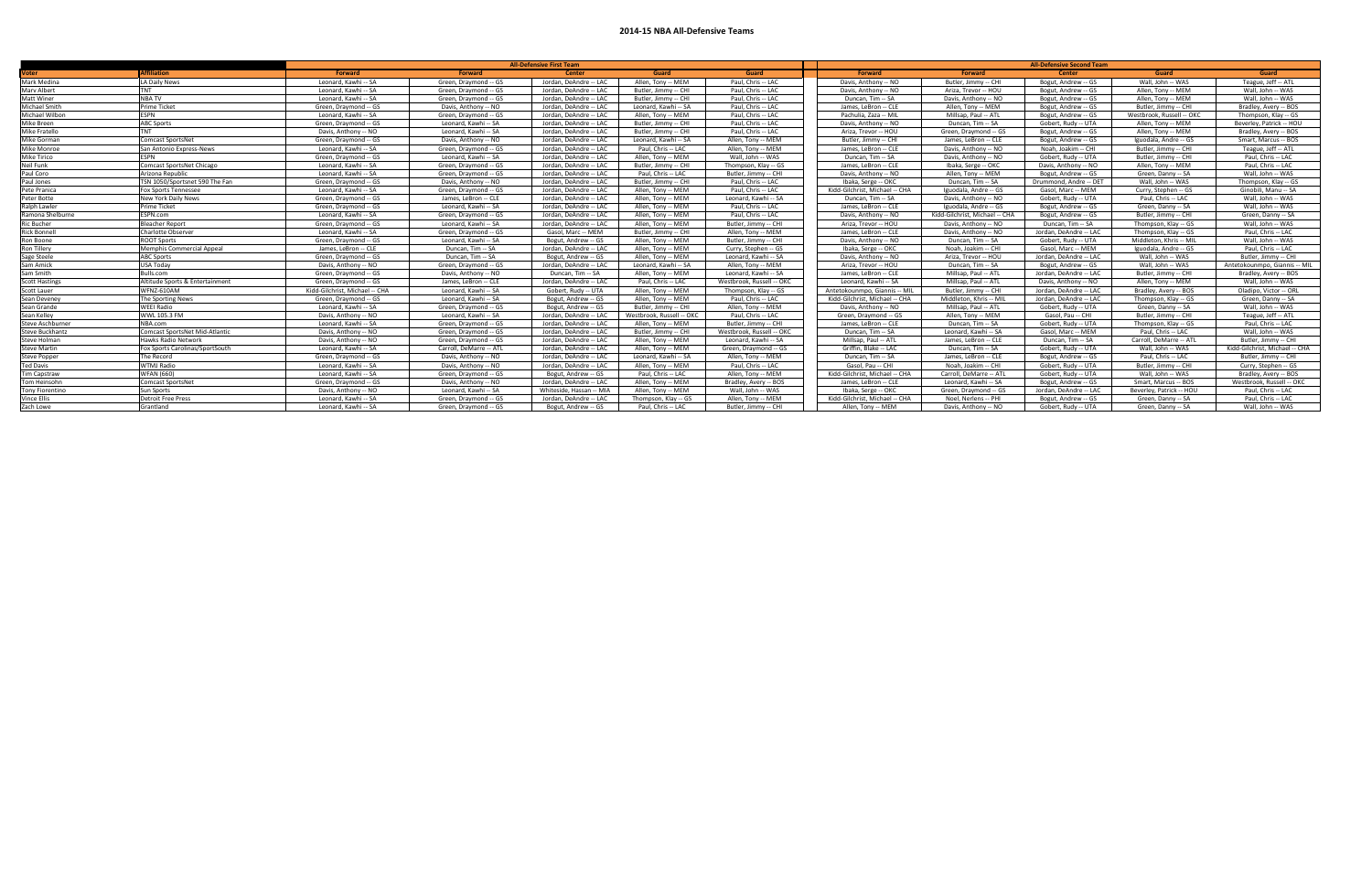# 2014-15 NBA All-Defensive Teams

| | | All-Defensive First Team | | | | | All-Defensive Second Team | | | | |
|---|---|---|---|---|---|---|---|---|---|---|---|
| Voter | Affiliation | Forward | Forward | Center | Guard | Guard | Forward | Forward | Center | Guard | Guard |
| Mark Medina | LA Daily News | Leonard, Kawhi -- SA | Green, Draymond -- GS | Jordan, DeAndre -- LAC | Allen, Tony -- MEM | Paul, Chris -- LAC | Davis, Anthony -- NO | Butler, Jimmy -- CHI | Bogut, Andrew -- GS | Wall, John -- WAS | Teague, Jeff -- ATL |
| Marv Albert | TNT | Leonard, Kawhi -- SA | Green, Draymond -- GS | Jordan, DeAndre -- LAC | Butler, Jimmy -- CHI | Paul, Chris -- LAC | Davis, Anthony -- NO | Ariza, Trevor -- HOU | Bogut, Andrew -- GS | Allen, Tony -- MEM | Wall, John -- WAS |
| Matt Winer | NBA TV | Leonard, Kawhi -- SA | Green, Draymond -- GS | Jordan, DeAndre -- LAC | Butler, Jimmy -- CHI | Paul, Chris -- LAC | Duncan, Tim -- SA | Davis, Anthony -- NO | Bogut, Andrew -- GS | Allen, Tony -- MEM | Wall, John -- WAS |
| Michael Smith | Prime Ticket | Green, Draymond -- GS | Davis, Anthony -- NO | Jordan, DeAndre -- LAC | Leonard, Kawhi -- SA | Paul, Chris -- LAC | James, LeBron -- CLE | Allen, Tony -- MEM | Bogut, Andrew -- GS | Butler, Jimmy -- CHI | Bradley, Avery -- BOS |
| Michael Wilbon | ESPN | Leonard, Kawhi -- SA | Green, Draymond -- GS | Jordan, DeAndre -- LAC | Allen, Tony -- MEM | Paul, Chris -- LAC | Pachulia, Zaza -- MIL | Millsap, Paul -- ATL | Bogut, Andrew -- GS | Westbrook, Russell -- OKC | Thompson, Klay -- GS |
| Mike Breen | ABC Sports | Green, Draymond -- GS | Leonard, Kawhi -- SA | Jordan, DeAndre -- LAC | Butler, Jimmy -- CHI | Paul, Chris -- LAC | Davis, Anthony -- NO | Duncan, Tim -- SA | Gobert, Rudy -- UTA | Allen, Tony -- MEM | Beverley, Patrick -- HOU |
| Mike Fratello | TNT | Davis, Anthony -- NO | Leonard, Kawhi -- SA | Jordan, DeAndre -- LAC | Butler, Jimmy -- CHI | Paul, Chris -- LAC | Ariza, Trevor -- HOU | Green, Draymond -- GS | Bogut, Andrew -- GS | Allen, Tony -- MEM | Bradley, Avery -- BOS |
| Mike Gorman | Comcast SportsNet | Green, Draymond -- GS | Davis, Anthony -- NO | Jordan, DeAndre -- LAC | Leonard, Kawhi -- SA | Allen, Tony -- MEM | Butler, Jimmy -- CHI | James, LeBron -- CLE | Bogut, Andrew -- GS | Iguodala, Andre -- GS | Smart, Marcus -- BOS |
| Mike Monroe | San Antonio Express-News | Leonard, Kawhi -- SA | Green, Draymond -- GS | Jordan, DeAndre -- LAC | Paul, Chris -- LAC | Allen, Tony -- MEM | James, LeBron -- CLE | Davis, Anthony -- NO | Noah, Joakim -- CHI | Butler, Jimmy -- CHI | Teague, Jeff -- ATL |
| Mike Tirico | ESPN | Green, Draymond -- GS | Leonard, Kawhi -- SA | Jordan, DeAndre -- LAC | Allen, Tony -- MEM | Wall, John -- WAS | Duncan, Tim -- SA | Davis, Anthony -- NO | Gobert, Rudy -- UTA | Butler, Jimmy -- CHI | Paul, Chris -- LAC |
| Neil Funk | Comcast SportsNet Chicago | Leonard, Kawhi -- SA | Green, Draymond -- GS | Jordan, DeAndre -- LAC | Butler, Jimmy -- CHI | Thompson, Klay -- GS | James, LeBron -- CLE | Ibaka, Serge -- OKC | Davis, Anthony -- NO | Allen, Tony -- MEM | Paul, Chris -- LAC |
| Paul Coro | Arizona Republic | Leonard, Kawhi -- SA | Green, Draymond -- GS | Jordan, DeAndre -- LAC | Paul, Chris -- LAC | Butler, Jimmy -- CHI | Davis, Anthony -- NO | Allen, Tony -- MEM | Bogut, Andrew -- GS | Green, Danny -- SA | Wall, John -- WAS |
| Paul Jones | TSN 1050/Sportsnet 590 The Fan | Green, Draymond -- GS | Davis, Anthony -- NO | Jordan, DeAndre -- LAC | Butler, Jimmy -- CHI | Paul, Chris -- LAC | Ibaka, Serge -- OKC | Duncan, Tim -- SA | Drummond, Andre -- DET | Wall, John -- WAS | Thompson, Klay -- GS |
| Pete Pranica | Fox Sports Tennessee | Leonard, Kawhi -- SA | Green, Draymond -- GS | Jordan, DeAndre -- LAC | Allen, Tony -- MEM | Paul, Chris -- LAC | Kidd-Gilchrist, Michael -- CHA | Iguodala, Andre -- GS | Gasol, Marc -- MEM | Curry, Stephen -- GS | Ginobili, Manu -- SA |
| Peter Botte | New York Daily News | Green, Draymond -- GS | James, LeBron -- CLE | Jordan, DeAndre -- LAC | Allen, Tony -- MEM | Leonard, Kawhi -- SA | Duncan, Tim -- SA | Davis, Anthony -- NO | Gobert, Rudy -- UTA | Paul, Chris -- LAC | Wall, John -- WAS |
| Ralph Lawler | Prime Ticket | Green, Draymond -- GS | Leonard, Kawhi -- SA | Jordan, DeAndre -- LAC | Allen, Tony -- MEM | Paul, Chris -- LAC | James, LeBron -- CLE | Iguodala, Andre -- GS | Bogut, Andrew -- GS | Green, Danny -- SA | Wall, John -- WAS |
| Ramona Shelburne | ESPN.com | Leonard, Kawhi -- SA | Green, Draymond -- GS | Jordan, DeAndre -- LAC | Allen, Tony -- MEM | Paul, Chris -- LAC | Davis, Anthony -- NO | Kidd-Gilchrist, Michael -- CHA | Bogut, Andrew -- GS | Butler, Jimmy -- CHI | Green, Danny -- SA |
| Ric Bucher | Bleacher Report | Green, Draymond -- GS | Leonard, Kawhi -- SA | Jordan, DeAndre -- LAC | Allen, Tony -- MEM | Butler, Jimmy -- CHI | Ariza, Trevor -- HOU | Davis, Anthony -- NO | Duncan, Tim -- SA | Thompson, Klay -- GS | Wall, John -- WAS |
| Rick Bonnell | Charlotte Observer | Leonard, Kawhi -- SA | Green, Draymond -- GS | Gasol, Marc -- MEM | Butler, Jimmy -- CHI | Allen, Tony -- MEM | James, LeBron -- CLE | Davis, Anthony -- NO | Jordan, DeAndre -- LAC | Thompson, Klay -- GS | Paul, Chris -- LAC |
| Ron Boone | ROOT Sports | Green, Draymond -- GS | Leonard, Kawhi -- SA | Bogut, Andrew -- GS | Allen, Tony -- MEM | Butler, Jimmy -- CHI | Davis, Anthony -- NO | Duncan, Tim -- SA | Gobert, Rudy -- UTA | Middleton, Khris -- MIL | Wall, John -- WAS |
| Ron Tillery | Memphis Commercial Appeal | James, LeBron -- CLE | Duncan, Tim -- SA | Jordan, DeAndre -- LAC | Allen, Tony -- MEM | Curry, Stephen -- GS | Ibaka, Serge -- OKC | Noah, Joakim -- CHI | Gasol, Marc -- MEM | Iguodala, Andre -- GS | Paul, Chris -- LAC |
| Sage Steele | ABC Sports | Green, Draymond -- GS | Duncan, Tim -- SA | Bogut, Andrew -- GS | Allen, Tony -- MEM | Leonard, Kawhi -- SA | Davis, Anthony -- NO | Ariza, Trevor -- HOU | Jordan, DeAndre -- LAC | Wall, John -- WAS | Butler, Jimmy -- CHI |
| Sam Amick | USA Today | Davis, Anthony -- NO | Green, Draymond -- GS | Jordan, DeAndre -- LAC | Leonard, Kawhi -- SA | Allen, Tony -- MEM | Ariza, Trevor -- HOU | Duncan, Tim -- SA | Bogut, Andrew -- GS | Wall, John -- WAS | Antetokounmpo, Giannis -- MIL |
| Sam Smith | Bulls.com | Green, Draymond -- GS | Davis, Anthony -- NO | Duncan, Tim -- SA | Allen, Tony -- MEM | Leonard, Kawhi -- SA | James, LeBron -- CLE | Millsap, Paul -- ATL | Jordan, DeAndre -- LAC | Butler, Jimmy -- CHI | Bradley, Avery -- BOS |
| Scott Hastings | Altitude Sports & Entertainment | Green, Draymond -- GS | James, LeBron -- CLE | Jordan, DeAndre -- LAC | Paul, Chris -- LAC | Westbrook, Russell -- OKC | Leonard, Kawhi -- SA | Millsap, Paul -- ATL | Davis, Anthony -- NO | Allen, Tony -- MEM | Wall, John -- WAS |
| Scott Lauer | WFNZ-610AM | Kidd-Gilchrist, Michael -- CHA | Leonard, Kawhi -- SA | Gobert, Rudy -- UTA | Allen, Tony -- MEM | Thompson, Klay -- GS | Antetokounmpo, Giannis -- MIL | Butler, Jimmy -- CHI | Jordan, DeAndre -- LAC | Bradley, Avery -- BOS | Oladipo, Victor -- ORL |
| Sean Deveney | The Sporting News | Green, Draymond -- GS | Leonard, Kawhi -- SA | Bogut, Andrew -- GS | Allen, Tony -- MEM | Paul, Chris -- LAC | Kidd-Gilchrist, Michael -- CHA | Middleton, Khris -- MIL | Jordan, DeAndre -- LAC | Thompson, Klay -- GS | Green, Danny -- SA |
| Sean Grande | WEEI Radio | Leonard, Kawhi -- SA | Green, Draymond -- GS | Bogut, Andrew -- GS | Butler, Jimmy -- CHI | Allen, Tony -- MEM | Davis, Anthony -- NO | Millsap, Paul -- ATL | Gobert, Rudy -- UTA | Green, Danny -- SA | Wall, John -- WAS |
| Sean Kelley | WWL 105.3 FM | Davis, Anthony -- NO | Leonard, Kawhi -- SA | Jordan, DeAndre -- LAC | Westbrook, Russell -- OKC | Paul, Chris -- LAC | Green, Draymond -- GS | Allen, Tony -- MEM | Gasol, Pau -- CHI | Butler, Jimmy -- CHI | Teague, Jeff -- ATL |
| Steve Aschburner | NBA.com | Leonard, Kawhi -- SA | Green, Draymond -- GS | Jordan, DeAndre -- LAC | Allen, Tony -- MEM | Butler, Jimmy -- CHI | James, LeBron -- CLE | Duncan, Tim -- SA | Gobert, Rudy -- UTA | Thompson, Klay -- GS | Paul, Chris -- LAC |
| Steve Buckhantz | Comcast SportsNet Mid-Atlantic | Davis, Anthony -- NO | Green, Draymond -- GS | Jordan, DeAndre -- LAC | Butler, Jimmy -- CHI | Westbrook, Russell -- OKC | Duncan, Tim -- SA | Leonard, Kawhi -- SA | Gasol, Marc -- MEM | Paul, Chris -- LAC | Wall, John -- WAS |
| Steve Holman | Hawks Radio Network | Davis, Anthony -- NO | Green, Draymond -- GS | Jordan, DeAndre -- LAC | Allen, Tony -- MEM | Leonard, Kawhi -- SA | Millsap, Paul -- ATL | James, LeBron -- CLE | Duncan, Tim -- SA | Carroll, DeMarre -- ATL | Butler, Jimmy -- CHI |
| Steve Martin | Fox Sports Carolinas/SportSouth | Leonard, Kawhi -- SA | Carroll, DeMarre -- ATL | Jordan, DeAndre -- LAC | Allen, Tony -- MEM | Green, Draymond -- GS | Griffin, Blake -- LAC | Duncan, Tim -- SA | Gobert, Rudy -- UTA | Wall, John -- WAS | Kidd-Gilchrist, Michael -- CHA |
| Steve Popper | The Record | Green, Draymond -- GS | Davis, Anthony -- NO | Jordan, DeAndre -- LAC | Leonard, Kawhi -- SA | Allen, Tony -- MEM | Duncan, Tim -- SA | James, LeBron -- CLE | Bogut, Andrew -- GS | Paul, Chris -- LAC | Butler, Jimmy -- CHI |
| Ted Davis | WTMJ Radio | Leonard, Kawhi -- SA | Davis, Anthony -- NO | Jordan, DeAndre -- LAC | Allen, Tony -- MEM | Paul, Chris -- LAC | Gasol, Pau -- CHI | Noah, Joakim -- CHI | Gobert, Rudy -- UTA | Butler, Jimmy -- CHI | Curry, Stephen -- GS |
| Tim Capstraw | WFAN (660) | Leonard, Kawhi -- SA | Green, Draymond -- GS | Bogut, Andrew -- GS | Paul, Chris -- LAC | Allen, Tony -- MEM | Kidd-Gilchrist, Michael -- CHA | Carroll, DeMarre -- ATL | Gobert, Rudy -- UTA | Wall, John -- WAS | Bradley, Avery -- BOS |
| Tom Heinsohn | Comcast SportsNet | Green, Draymond -- GS | Davis, Anthony -- NO | Jordan, DeAndre -- LAC | Allen, Tony -- MEM | Bradley, Avery -- BOS | James, LeBron -- CLE | Leonard, Kawhi -- SA | Bogut, Andrew -- GS | Smart, Marcus -- BOS | Westbrook, Russell -- OKC |
| Tony Fiorentino | Sun Sports | Davis, Anthony -- NO | Leonard, Kawhi -- SA | Whiteside, Hassan -- MIA | Allen, Tony -- MEM | Wall, John -- WAS | Ibaka, Serge -- OKC | Green, Draymond -- GS | Jordan, DeAndre -- LAC | Beverley, Patrick -- HOU | Paul, Chris -- LAC |
| Vince Ellis | Detroit Free Press | Leonard, Kawhi -- SA | Green, Draymond -- GS | Jordan, DeAndre -- LAC | Thompson, Klay -- GS | Allen, Tony -- MEM | Kidd-Gilchrist, Michael -- CHA | Noel, Nerlens -- PHI | Bogut, Andrew -- GS | Green, Danny -- SA | Paul, Chris -- LAC |
| Zach Lowe | Grantland | Leonard, Kawhi -- SA | Green, Draymond -- GS | Bogut, Andrew -- GS | Paul, Chris -- LAC | Butler, Jimmy -- CHI | Allen, Tony -- MEM | Davis, Anthony -- NO | Gobert, Rudy -- UTA | Green, Danny -- SA | Wall, John -- WAS |